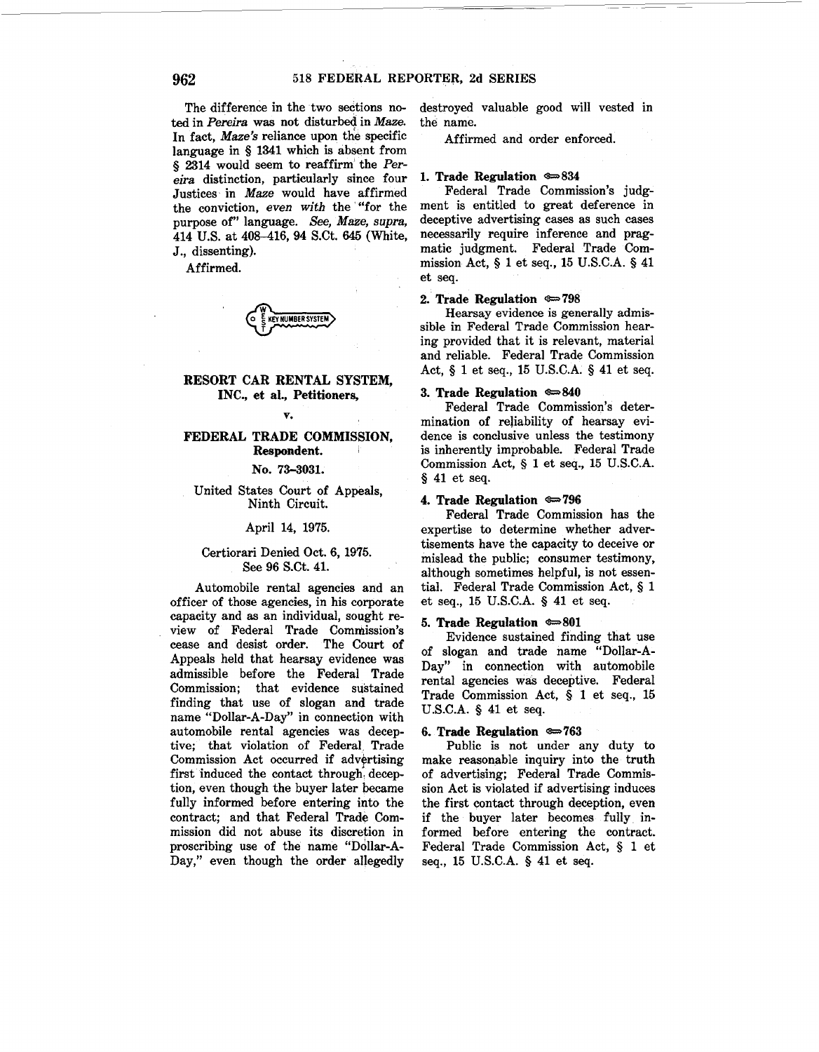The difference in the two sections noted in *Pereira* was not disturbed in *Maze.* In fact, *Maze's* reliance upon the specific language in § 1341 which is absent from § 2314 would seem to reaffirm the *Pereira* distinction, particularly since four Justices in *Maze* would have affirmed the conviction, *even with* the "for the purpose of" language. *See, Maze, supra,* 414 U.S. at 408–416, 94 S.Ct. 645 (White, J., dissenting).

Affirmed.

## RESORT CAR RENTAL SYSTEM, INC., et al., Petitioners,

v.

## FEDERAL TRADE COMMISSION, Respondent.

No. 73–3031.

United States Court of Appeals, Ninth Circuit.

April 14, 1975.

Certiorari Denied Oct. 6, 1975. See 96 S.Ct. 41.

Automobile rental agencies and an officer of those agencies, in his corporate capacity and as an individual, sought review of Federal Trade Commission's cease and desist order. The Court of Appeals held that hearsay evidence was admissible before the Federal Trade Commission; that evidence sustained finding that use of slogan and trade name "Dollar-A-Day" in connection with automobile rental agencies was deceptive; that violation of Federal Trade Commission Act occurred if advertising first induced the contact through deception, even though the buyer later became fully informed before entering into the contract; and that Federal Trade Commission did not abuse its discretion in proscribing use of the name "Dollar-A-Day," even though the order allegedly destroyed valuable good will vested in the name.

Affirmed and order enforced.

**1. Trade Regulation ⟹834**

Federal Trade Commission's judgment is entitled to great deference in deceptive advertising cases as such cases necessarily require inference and pragmatic judgment. Federal Trade Commission Act, § 1 et seq., 15 U.S.C.A. § 41 et seq.

**2. Trade Regulation ⟹798**

Hearsay evidence is generally admissible in Federal Trade Commission hearing provided that it is relevant, material and reliable. Federal Trade Commission Act, § 1 et seq., 15 U.S.C.A. § 41 et seq.

**3. Trade Regulation ⟹840**

Federal Trade Commission's determination of reliability of hearsay evidence is conclusive unless the testimony is inherently improbable. Federal Trade Commission Act, § 1 et seq., 15 U.S.C.A. § 41 et seq.

**4. Trade Regulation ⟹796**

Federal Trade Commission has the expertise to determine whether advertisements have the capacity to deceive or mislead the public; consumer testimony, although sometimes helpful, is not essential. Federal Trade Commission Act, § 1 et seq., 15 U.S.C.A. § 41 et seq.

**5. Trade Regulation ⟹801**

Evidence sustained finding that use of slogan and trade name "Dollar-A-Day" in connection with automobile rental agencies was deceptive. Federal Trade Commission Act, § 1 et seq., 15 U.S.C.A. § 41 et seq.

**6. Trade Regulation ⟹763**

Public is not under any duty to make reasonable inquiry into the truth of advertising; Federal Trade Commission Act is violated if advertising induces the first contact through deception, even if the buyer later becomes fully informed before entering the contract. Federal Trade Commission Act, § 1 et seq., 15 U.S.C.A. § 41 et seq.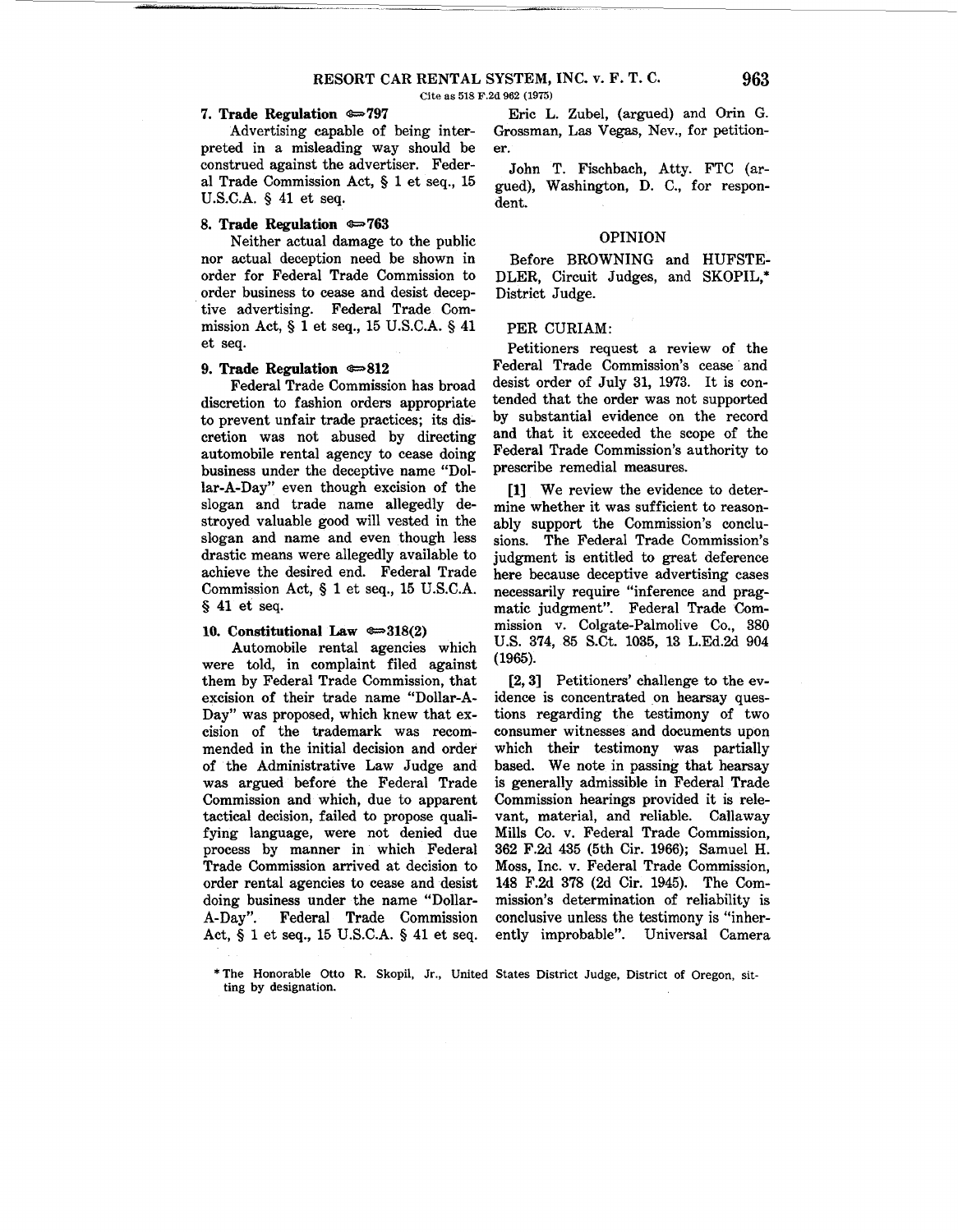**7. Trade Regulation ⟹797**

Advertising capable of being interpreted in a misleading way should be construed against the advertiser. Federal Trade Commission Act, § 1 et seq., 15 U.S.C.A. § 41 et seq.

**8. Trade Regulation ⟹763**

Neither actual damage to the public nor actual deception need be shown in order for Federal Trade Commission to order business to cease and desist deceptive advertising. Federal Trade Commission Act, § 1 et seq., 15 U.S.C.A. § 41 et seq.

**9. Trade Regulation ⟹812**

Federal Trade Commission has broad discretion to fashion orders appropriate to prevent unfair trade practices; its discretion was not abused by directing automobile rental agency to cease doing business under the deceptive name "Dollar-A-Day" even though excision of the slogan and trade name allegedly destroyed valuable good will vested in the slogan and name and even though less drastic means were allegedly available to achieve the desired end. Federal Trade Commission Act, § 1 et seq., 15 U.S.C.A. § 41 et seq.

**10. Constitutional Law ⟹318(2)**

Automobile rental agencies which were told, in complaint filed against them by Federal Trade Commission, that excision of their trade name "Dollar-A-Day" was proposed, which knew that excision of the trademark was recommended in the initial decision and order of the Administrative Law Judge and was argued before the Federal Trade Commission and which, due to apparent tactical decision, failed to propose qualifying language, were not denied due process by manner in which Federal Trade Commission arrived at decision to order rental agencies to cease and desist doing business under the name "Dollar-A-Day". Federal Trade Commission Act, § 1 et seq., 15 U.S.C.A. § 41 et seq.

---

Eric L. Zubel, (argued) and Orin G. Grossman, Las Vegas, Nev., for petitioner.

John T. Fischbach, Atty. FTC (argued), Washington, D. C., for respondent.

## OPINION

Before BROWNING and HUFSTEDLER, Circuit Judges, and SKOPIL,* District Judge.

PER CURIAM:

Petitioners request a review of the Federal Trade Commission's cease and desist order of July 31, 1973. It is contended that the order was not supported by substantial evidence on the record and that it exceeded the scope of the Federal Trade Commission's authority to prescribe remedial measures.

[1] We review the evidence to determine whether it was sufficient to reasonably support the Commission's conclusions. The Federal Trade Commission's judgment is entitled to great deference here because deceptive advertising cases necessarily require "inference and pragmatic judgment". Federal Trade Commission v. Colgate-Palmolive Co., 380 U.S. 374, 85 S.Ct. 1035, 13 L.Ed.2d 904 (1965).

[2, 3] Petitioners' challenge to the evidence is concentrated on hearsay questions regarding the testimony of two consumer witnesses and documents upon which their testimony was partially based. We note in passing that hearsay is generally admissible in Federal Trade Commission hearings provided it is relevant, material, and reliable. Callaway Mills Co. v. Federal Trade Commission, 362 F.2d 435 (5th Cir. 1966); Samuel H. Moss, Inc. v. Federal Trade Commission, 148 F.2d 378 (2d Cir. 1945). The Commission's determination of reliability is conclusive unless the testimony is "inherently improbable". Universal Camera

---

* The Honorable Otto R. Skopil, Jr., United States District Judge, District of Oregon, sitting by designation.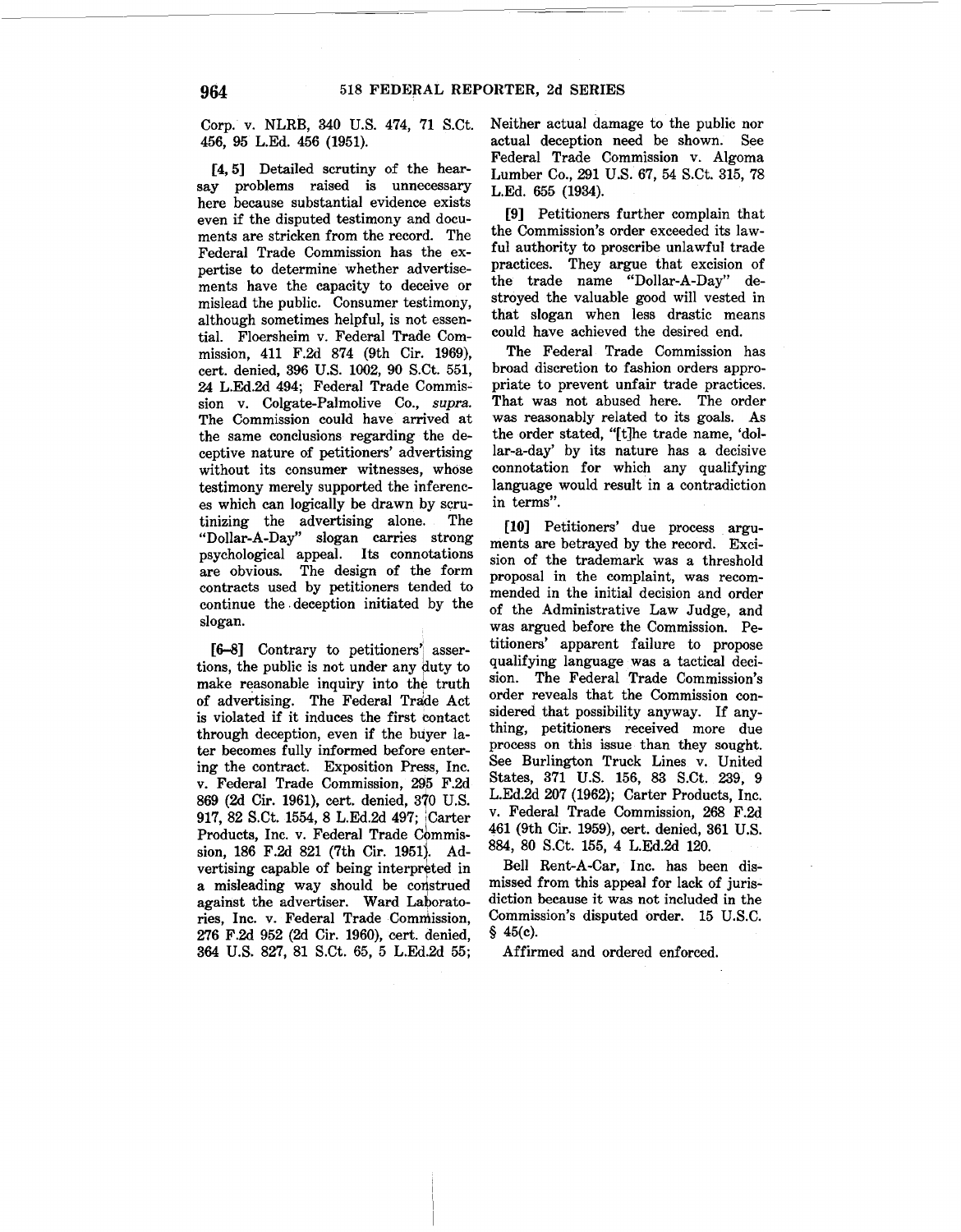Corp. v. NLRB, 340 U.S. 474, 71 S.Ct. 456, 95 L.Ed. 456 (1951).

[4, 5] Detailed scrutiny of the hearsay problems raised is unnecessary here because substantial evidence exists even if the disputed testimony and documents are stricken from the record. The Federal Trade Commission has the expertise to determine whether advertisements have the capacity to deceive or mislead the public. Consumer testimony, although sometimes helpful, is not essential. Floersheim v. Federal Trade Commission, 411 F.2d 874 (9th Cir. 1969), cert. denied, 396 U.S. 1002, 90 S.Ct. 551, 24 L.Ed.2d 494; Federal Trade Commission v. Colgate-Palmolive Co., *supra.* The Commission could have arrived at the same conclusions regarding the deceptive nature of petitioners' advertising without its consumer witnesses, whose testimony merely supported the inferences which can logically be drawn by scrutinizing the advertising alone. The "Dollar-A-Day" slogan carries strong psychological appeal. Its connotations are obvious. The design of the form contracts used by petitioners tended to continue the deception initiated by the slogan.

[6–8] Contrary to petitioners' assertions, the public is not under any duty to make reasonable inquiry into the truth of advertising. The Federal Trade Act is violated if it induces the first contact through deception, even if the buyer later becomes fully informed before entering the contract. Exposition Press, Inc. v. Federal Trade Commission, 295 F.2d 869 (2d Cir. 1961), cert. denied, 370 U.S. 917, 82 S.Ct. 1554, 8 L.Ed.2d 497; Carter Products, Inc. v. Federal Trade Commission, 186 F.2d 821 (7th Cir. 1951). Advertising capable of being interpreted in a misleading way should be construed against the advertiser. Ward Laboratories, Inc. v. Federal Trade Commission, 276 F.2d 952 (2d Cir. 1960), cert. denied, 364 U.S. 827, 81 S.Ct. 65, 5 L.Ed.2d 55; Neither actual damage to the public nor actual deception need be shown. See Federal Trade Commission v. Algoma Lumber Co., 291 U.S. 67, 54 S.Ct. 315, 78 L.Ed. 655 (1934).

[9] Petitioners further complain that the Commission's order exceeded its lawful authority to proscribe unlawful trade practices. They argue that excision of the trade name "Dollar-A-Day" destroyed the valuable good will vested in that slogan when less drastic means could have achieved the desired end.

The Federal Trade Commission has broad discretion to fashion orders appropriate to prevent unfair trade practices. That was not abused here. The order was reasonably related to its goals. As the order stated, "[t]he trade name, 'dollar-a-day' by its nature has a decisive connotation for which any qualifying language would result in a contradiction in terms".

[10] Petitioners' due process arguments are betrayed by the record. Excision of the trademark was a threshold proposal in the complaint, was recommended in the initial decision and order of the Administrative Law Judge, and was argued before the Commission. Petitioners' apparent failure to propose qualifying language was a tactical decision. The Federal Trade Commission's order reveals that the Commission considered that possibility anyway. If anything, petitioners received more due process on this issue than they sought. See Burlington Truck Lines v. United States, 371 U.S. 156, 83 S.Ct. 239, 9 L.Ed.2d 207 (1962); Carter Products, Inc. v. Federal Trade Commission, 268 F.2d 461 (9th Cir. 1959), cert. denied, 361 U.S. 884, 80 S.Ct. 155, 4 L.Ed.2d 120.

Bell Rent-A-Car, Inc. has been dismissed from this appeal for lack of jurisdiction because it was not included in the Commission's disputed order. 15 U.S.C. § 45(c).

Affirmed and ordered enforced.